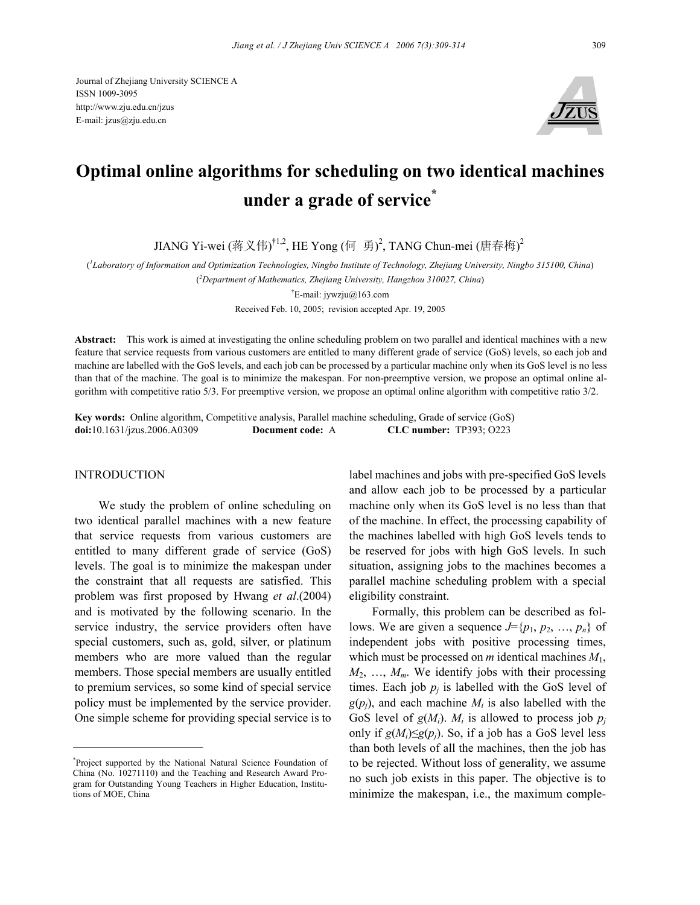Journal of Zhejiang University SCIENCE A
ISSN 1009-3095
http://www.zju.edu.cn/jzus
E-mail: jzus@zju.edu.cn

# Optimal online algorithms for scheduling on two identical machines under a grade of service*

JIANG Yi-wei (蒋义伟)[†1,2], HE Yong (何 勇)[2], TANG Chun-mei (唐春梅)[2]

([1]Laboratory of Information and Optimization Technologies, Ningbo Institute of Technology, Zhejiang University, Ningbo 315100, China)

([2]Department of Mathematics, Zhejiang University, Hangzhou 310027, China)

[†]E-mail: jywzju@163.com

Received Feb. 10, 2005; revision accepted Apr. 19, 2005

**Abstract:** This work is aimed at investigating the online scheduling problem on two parallel and identical machines with a new feature that service requests from various customers are entitled to many different grade of service (GoS) levels, so each job and machine are labelled with the GoS levels, and each job can be processed by a particular machine only when its GoS level is no less than that of the machine. The goal is to minimize the makespan. For non-preemptive version, we propose an optimal online algorithm with competitive ratio 5/3. For preemptive version, we propose an optimal online algorithm with competitive ratio 3/2.

**Key words:** Online algorithm, Competitive analysis, Parallel machine scheduling, Grade of service (GoS)
**doi:**10.1631/jzus.2006.A0309 **Document code:** A **CLC number:** TP393; O223

## INTRODUCTION

We study the problem of online scheduling on two identical parallel machines with a new feature that service requests from various customers are entitled to many different grade of service (GoS) levels. The goal is to minimize the makespan under the constraint that all requests are satisfied. This problem was first proposed by Hwang *et al*.(2004) and is motivated by the following scenario. In the service industry, the service providers often have special customers, such as, gold, silver, or platinum members who are more valued than the regular members. Those special members are usually entitled to premium services, so some kind of special service policy must be implemented by the service provider. One simple scheme for providing special service is to label machines and jobs with pre-specified GoS levels and allow each job to be processed by a particular machine only when its GoS level is no less than that of the machine. In effect, the processing capability of the machines labelled with high GoS levels tends to be reserved for jobs with high GoS levels. In such situation, assigning jobs to the machines becomes a parallel machine scheduling problem with a special eligibility constraint.

Formally, this problem can be described as follows. We are given a sequence $J=\{p_1, p_2, \ldots, p_n\}$ of independent jobs with positive processing times, which must be processed on $m$ identical machines $M_1$, $M_2$, …, $M_m$. We identify jobs with their processing times. Each job $p_j$ is labelled with the GoS level of $g(p_j)$, and each machine $M_i$ is also labelled with the GoS level of $g(M_i)$. $M_i$ is allowed to process job $p_j$ only if $g(M_i) \le g(p_j)$. So, if a job has a GoS level less than both levels of all the machines, then the job has to be rejected. Without loss of generality, we assume no such job exists in this paper. The objective is to minimize the makespan, i.e., the maximum comple-

*Project supported by the National Natural Science Foundation of China (No. 10271110) and the Teaching and Research Award Program for Outstanding Young Teachers in Higher Education, Institutions of MOE, China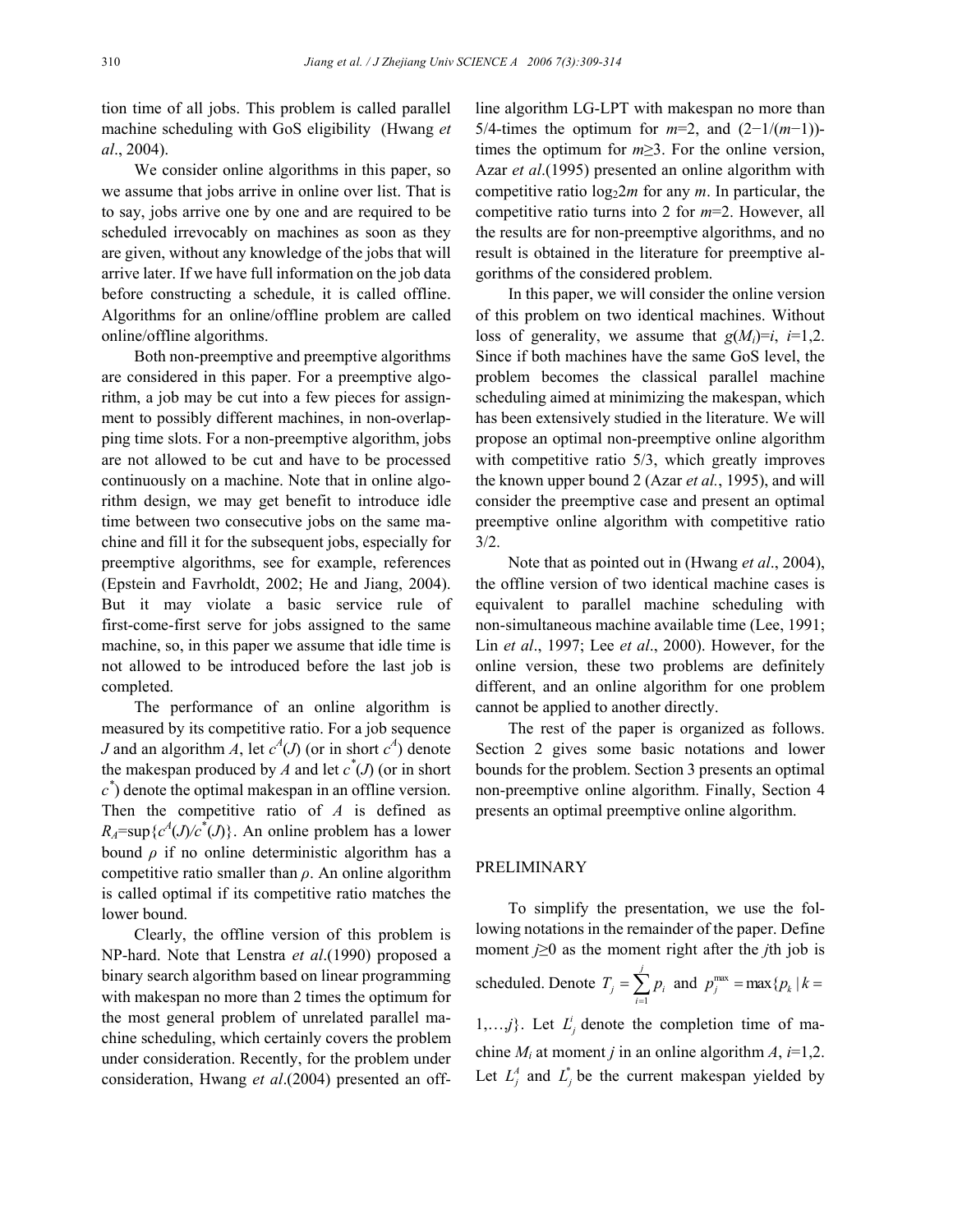tion time of all jobs. This problem is called parallel machine scheduling with GoS eligibility (Hwang *et al*., 2004).

We consider online algorithms in this paper, so we assume that jobs arrive in online over list. That is to say, jobs arrive one by one and are required to be scheduled irrevocably on machines as soon as they are given, without any knowledge of the jobs that will arrive later. If we have full information on the job data before constructing a schedule, it is called offline. Algorithms for an online/offline problem are called online/offline algorithms.

Both non-preemptive and preemptive algorithms are considered in this paper. For a preemptive algorithm, a job may be cut into a few pieces for assignment to possibly different machines, in non-overlapping time slots. For a non-preemptive algorithm, jobs are not allowed to be cut and have to be processed continuously on a machine. Note that in online algorithm design, we may get benefit to introduce idle time between two consecutive jobs on the same machine and fill it for the subsequent jobs, especially for preemptive algorithms, see for example, references (Epstein and Favrholdt, 2002; He and Jiang, 2004). But it may violate a basic service rule of first-come-first serve for jobs assigned to the same machine, so, in this paper we assume that idle time is not allowed to be introduced before the last job is completed.

The performance of an online algorithm is measured by its competitive ratio. For a job sequence $J$ and an algorithm $A$, let $c^A(J)$ (or in short $c^A$) denote the makespan produced by $A$ and let $c^*(J)$ (or in short $c^*$) denote the optimal makespan in an offline version. Then the competitive ratio of $A$ is defined as $R_A=\sup\{c^A(J)/c^*(J)\}$. An online problem has a lower bound $\rho$ if no online deterministic algorithm has a competitive ratio smaller than $\rho$. An online algorithm is called optimal if its competitive ratio matches the lower bound.

Clearly, the offline version of this problem is NP-hard. Note that Lenstra *et al*.(1990) proposed a binary search algorithm based on linear programming with makespan no more than 2 times the optimum for the most general problem of unrelated parallel machine scheduling, which certainly covers the problem under consideration. Recently, for the problem under consideration, Hwang *et al*.(2004) presented an offline algorithm LG-LPT with makespan no more than 5/4-times the optimum for $m$=2, and $(2-1/(m-1))$-times the optimum for $m\geq 3$. For the online version, Azar *et al*.(1995) presented an online algorithm with competitive ratio $\log_2 2m$ for any $m$. In particular, the competitive ratio turns into 2 for $m$=2. However, all the results are for non-preemptive algorithms, and no result is obtained in the literature for preemptive algorithms of the considered problem.

In this paper, we will consider the online version of this problem on two identical machines. Without loss of generality, we assume that $g(M_i)=i$, $i$=1,2. Since if both machines have the same GoS level, the problem becomes the classical parallel machine scheduling aimed at minimizing the makespan, which has been extensively studied in the literature. We will propose an optimal non-preemptive online algorithm with competitive ratio 5/3, which greatly improves the known upper bound 2 (Azar *et al.*, 1995), and will consider the preemptive case and present an optimal preemptive online algorithm with competitive ratio 3/2.

Note that as pointed out in (Hwang *et al*., 2004), the offline version of two identical machine cases is equivalent to parallel machine scheduling with non-simultaneous machine available time (Lee, 1991; Lin *et al*., 1997; Lee *et al*., 2000). However, for the online version, these two problems are definitely different, and an online algorithm for one problem cannot be applied to another directly.

The rest of the paper is organized as follows. Section 2 gives some basic notations and lower bounds for the problem. Section 3 presents an optimal non-preemptive online algorithm. Finally, Section 4 presents an optimal preemptive online algorithm.

## PRELIMINARY

To simplify the presentation, we use the following notations in the remainder of the paper. Define moment $j\geq 0$ as the moment right after the $j$th job is scheduled. Denote $T_j=\sum_{i=1}^{j} p_i$ and $p_j^{\max}=\max\{p_k \mid k=1,\ldots,j\}$. Let $L_j^i$ denote the completion time of machine $M_i$ at moment $j$ in an online algorithm $A$, $i$=1,2. Let $L_j^A$ and $L_j^*$ be the current makespan yielded by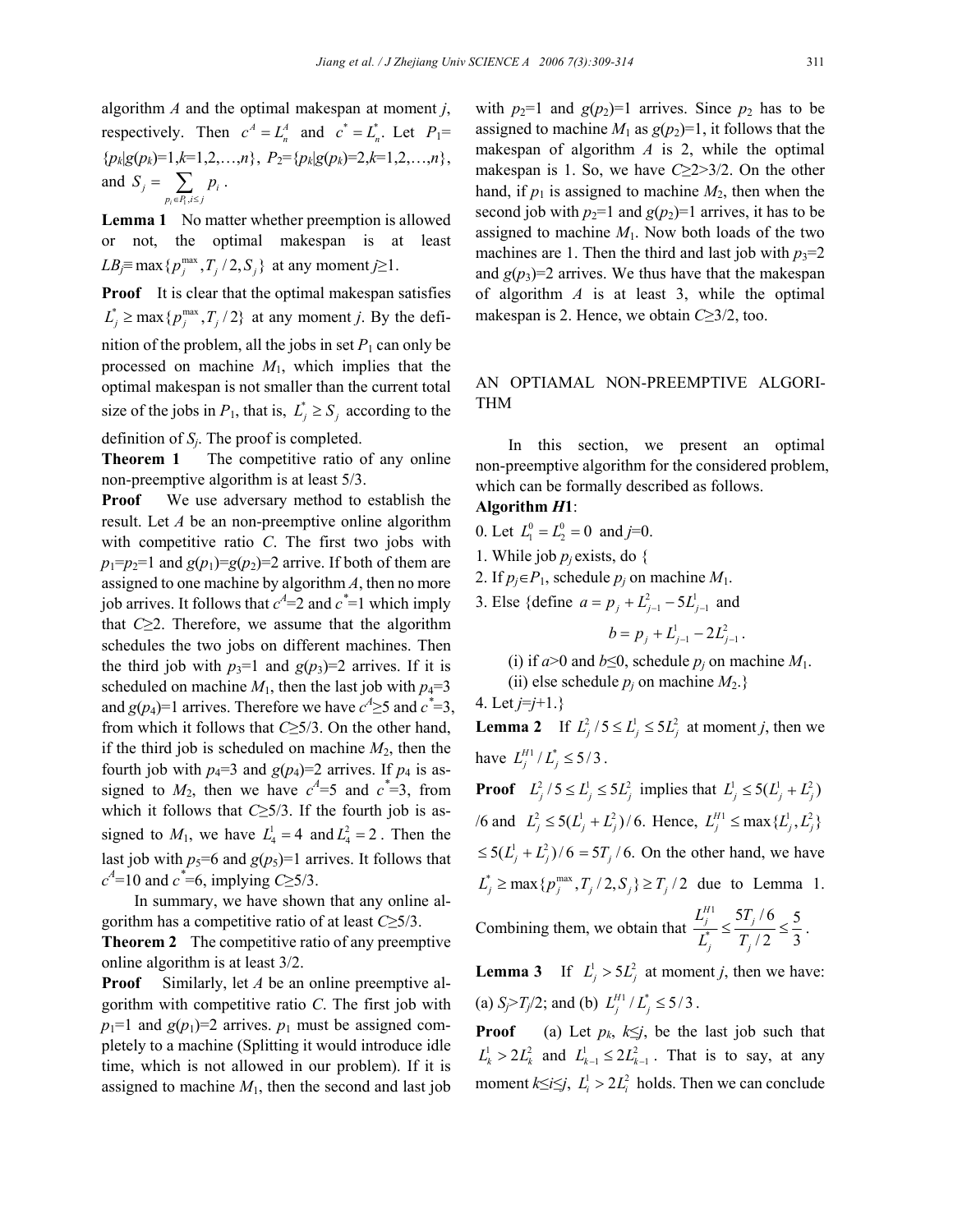algorithm $A$ and the optimal makespan at moment $j$, respectively. Then $c^A = L_n^A$ and $c^* = L_n^*$. Let $P_1=\{p_k|g(p_k)=1, k=1,2,\ldots,n\}$, $P_2=\{p_k|g(p_k)=2, k=1,2,\ldots,n\}$, and $S_j = \sum_{p_i \in P_1, i \le j} p_i$.

**Lemma 1** No matter whether preemption is allowed or not, the optimal makespan is at least $LB_j \equiv \max\{p_j^{\max}, T_j/2, S_j\}$ at any moment $j \ge 1$.

**Proof** It is clear that the optimal makespan satisfies $L_j^* \ge \max\{p_j^{\max}, T_j/2\}$ at any moment $j$. By the definition of the problem, all the jobs in set $P_1$ can only be processed on machine $M_1$, which implies that the optimal makespan is not smaller than the current total size of the jobs in $P_1$, that is, $L_j^* \ge S_j$ according to the definition of $S_j$. The proof is completed.

**Theorem 1** The competitive ratio of any online non-preemptive algorithm is at least 5/3.

**Proof** We use adversary method to establish the result. Let $A$ be an non-preemptive online algorithm with competitive ratio $C$. The first two jobs with $p_1=p_2=1$ and $g(p_1)=g(p_2)=2$ arrive. If both of them are assigned to one machine by algorithm $A$, then no more job arrives. It follows that $c^A=2$ and $c^*=1$ which imply that $C \ge 2$. Therefore, we assume that the algorithm schedules the two jobs on different machines. Then the third job with $p_3=1$ and $g(p_3)=2$ arrives. If it is scheduled on machine $M_1$, then the last job with $p_4=3$ and $g(p_4)=1$ arrives. Therefore we have $c^A \ge 5$ and $c^*=3$, from which it follows that $C \ge 5/3$. On the other hand, if the third job is scheduled on machine $M_2$, then the fourth job with $p_4=3$ and $g(p_4)=2$ arrives. If $p_4$ is assigned to $M_2$, then we have $c^A=5$ and $c^*=3$, from which it follows that $C \ge 5/3$. If the fourth job is assigned to $M_1$, we have $L_4^1 = 4$ and $L_4^2 = 2$. Then the last job with $p_5=6$ and $g(p_5)=1$ arrives. It follows that $c^A=10$ and $c^*=6$, implying $C \ge 5/3$.

In summary, we have shown that any online algorithm has a competitive ratio of at least $C \ge 5/3$.

**Theorem 2** The competitive ratio of any preemptive online algorithm is at least 3/2.

**Proof** Similarly, let $A$ be an online preemptive algorithm with competitive ratio $C$. The first job with $p_1=1$ and $g(p_1)=2$ arrives. $p_1$ must be assigned completely to a machine (Splitting it would introduce idle time, which is not allowed in our problem). If it is assigned to machine $M_1$, then the second and last job with $p_2=1$ and $g(p_2)=1$ arrives. Since $p_2$ has to be assigned to machine $M_1$ as $g(p_2)=1$, it follows that the makespan of algorithm $A$ is 2, while the optimal makespan is 1. So, we have $C \ge 2 > 3/2$. On the other hand, if $p_1$ is assigned to machine $M_2$, then when the second job with $p_2=1$ and $g(p_2)=1$ arrives, it has to be assigned to machine $M_1$. Now both loads of the two machines are 1. Then the third and last job with $p_3=2$ and $g(p_3)=2$ arrives. We thus have that the makespan of algorithm $A$ is at least 3, while the optimal makespan is 2. Hence, we obtain $C \ge 3/2$, too.

## AN OPTIAMAL NON-PREEMPTIVE ALGORITHM

In this section, we present an optimal non-preemptive algorithm for the considered problem, which can be formally described as follows.

**Algorithm *H*1**:

0. Let $L_1^0 = L_2^0 = 0$ and $j=0$.
1. While job $p_j$ exists, do {
2. If $p_j \in P_1$, schedule $p_j$ on machine $M_1$.
3. Else {define $a = p_j + L_{j-1}^2 - 5L_{j-1}^1$ and

$$b = p_j + L_{j-1}^1 - 2L_{j-1}^2.$$

   (i) if $a>0$ and $b \le 0$, schedule $p_j$ on machine $M_1$.

   (ii) else schedule $p_j$ on machine $M_2$.}
4. Let $j=j+1$.}

**Lemma 2** If $L_j^2/5 \le L_j^1 \le 5L_j^2$ at moment $j$, then we have $L_j^{H1}/L_j^* \le 5/3$.

**Proof** $L_j^2/5 \le L_j^1 \le 5L_j^2$ implies that $L_j^1 \le 5(L_j^1 + L_j^2)/6$ and $L_j^2 \le 5(L_j^1 + L_j^2)/6$. Hence, $L_j^{H1} \le \max\{L_j^1, L_j^2\} \le 5(L_j^1 + L_j^2)/6 = 5T_j/6$. On the other hand, we have $L_j^* \ge \max\{p_j^{\max}, T_j/2, S_j\} \ge T_j/2$ due to Lemma 1. Combining them, we obtain that $\frac{L_j^{H1}}{L_j^*} \le \frac{5T_j/6}{T_j/2} \le \frac{5}{3}$.

**Lemma 3** If $L_j^1 > 5L_j^2$ at moment $j$, then we have: (a) $S_j > T_j/2$; and (b) $L_j^{H1}/L_j^* \le 5/3$.

**Proof** (a) Let $p_k$, $k \le j$, be the last job such that $L_k^1 > 2L_k^2$ and $L_{k-1}^1 \le 2L_{k-1}^2$. That is to say, at any moment $k \le i \le j$, $L_i^1 > 2L_i^2$ holds. Then we can conclude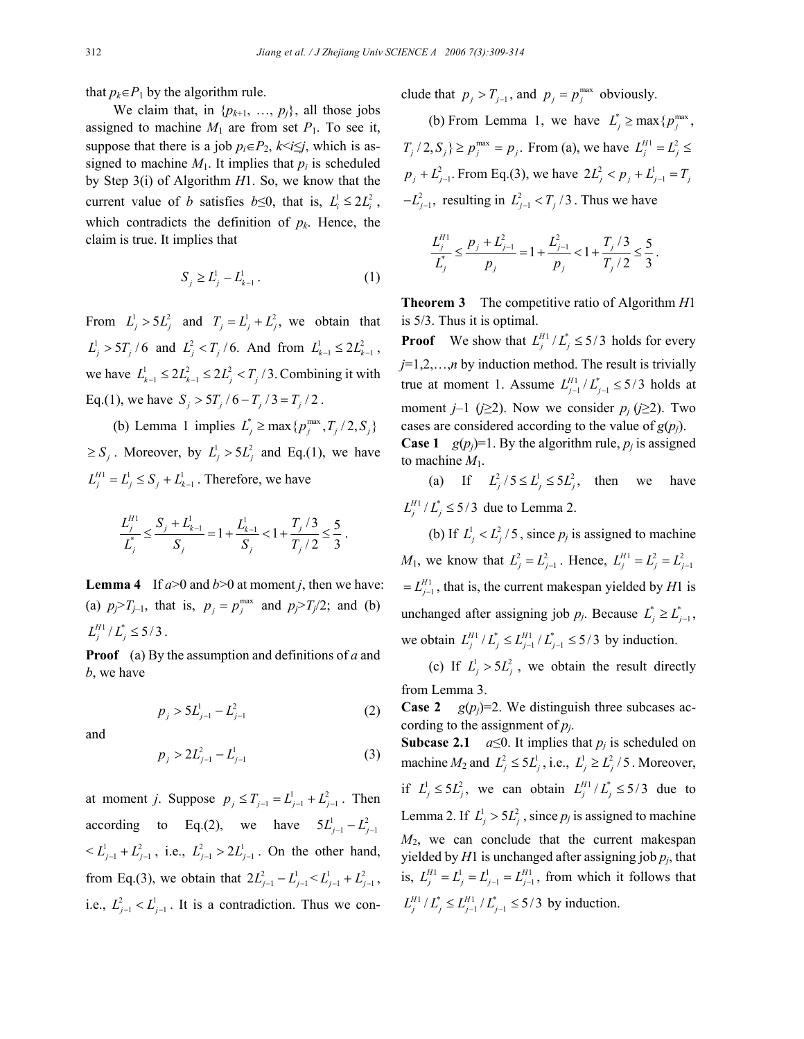that $p_k \in P_1$ by the algorithm rule.

We claim that, in $\{p_{k+1}, \ldots, p_j\}$, all those jobs assigned to machine $M_1$ are from set $P_1$. To see it, suppose that there is a job $p_i \in P_2$, $k<i\leq j$, which is assigned to machine $M_1$. It implies that $p_i$ is scheduled by Step 3(i) of Algorithm $H1$. So, we know that the current value of $b$ satisfies $b\leq 0$, that is, $L_i^1 \leq 2L_i^2$, which contradicts the definition of $p_k$. Hence, the claim is true. It implies that

$$S_j \geq L_j^1 - L_{k-1}^1. \tag{1}$$

From $L_j^1 > 5L_j^2$ and $T_j = L_j^1 + L_j^2$, we obtain that $L_j^1 > 5T_j/6$ and $L_j^2 < T_j/6$. And from $L_{k-1}^1 \leq 2L_{k-1}^2$, we have $L_{k-1}^1 \leq 2L_{k-1}^2 \leq 2L_j^2 < T_j/3$. Combining it with Eq.(1), we have $S_j > 5T_j/6 - T_j/3 = T_j/2$.

(b) Lemma 1 implies $L_j^* \geq \max\{p_j^{\max}, T_j/2, S_j\} \geq S_j$. Moreover, by $L_j^1 > 5L_j^2$ and Eq.(1), we have $L_j^{H1} = L_j^1 \leq S_j + L_{k-1}^1$. Therefore, we have

$$\frac{L_j^{H1}}{L_j^*} \leq \frac{S_j + L_{k-1}^1}{S_j} = 1 + \frac{L_{k-1}^1}{S_j} < 1 + \frac{T_j/3}{T_j/2} \leq \frac{5}{3}.$$

**Lemma 4** If $a>0$ and $b>0$ at moment $j$, then we have: (a) $p_j > T_{j-1}$, that is, $p_j = p_j^{\max}$ and $p_j > T_j/2$; and (b) $L_j^{H1}/L_j^* \leq 5/3$.

**Proof** (a) By the assumption and definitions of $a$ and $b$, we have

$$p_j > 5L_{j-1}^1 - L_{j-1}^2 \tag{2}$$

and

$$p_j > 2L_{j-1}^2 - L_{j-1}^1 \tag{3}$$

at moment $j$. Suppose $p_j \leq T_{j-1} = L_{j-1}^1 + L_{j-1}^2$. Then according to Eq.(2), we have $5L_{j-1}^1 - L_{j-1}^2 < L_{j-1}^1 + L_{j-1}^2$, i.e., $L_{j-1}^2 > 2L_{j-1}^1$. On the other hand, from Eq.(3), we obtain that $2L_{j-1}^2 - L_{j-1}^1 < L_{j-1}^1 + L_{j-1}^2$, i.e., $L_{j-1}^2 < L_{j-1}^1$. It is a contradiction. Thus we conclude that $p_j > T_{j-1}$, and $p_j = p_j^{\max}$ obviously.

(b) From Lemma 1, we have $L_j^* \geq \max\{p_j^{\max}, T_j/2, S_j\} \geq p_j^{\max} = p_j$. From (a), we have $L_j^{H1} = L_j^2 \leq p_j + L_{j-1}^2$. From Eq.(3), we have $2L_{j-1}^2 < p_j + L_{j-1}^1 = T_j - L_{j-1}^2$, resulting in $L_{j-1}^2 < T_j/3$. Thus we have

$$\frac{L_j^{H1}}{L_j^*} \leq \frac{p_j + L_{j-1}^2}{p_j} = 1 + \frac{L_{j-1}^2}{p_j} < 1 + \frac{T_j/3}{T_j/2} \leq \frac{5}{3}.$$

**Theorem 3** The competitive ratio of Algorithm $H1$ is 5/3. Thus it is optimal.

**Proof** We show that $L_j^{H1}/L_j^* \leq 5/3$ holds for every $j=1,2,\ldots,n$ by induction method. The result is trivially true at moment 1. Assume $L_{j-1}^{H1}/L_{j-1}^* \leq 5/3$ holds at moment $j-1$ ($j\geq 2$). Now we consider $p_j$ ($j\geq 2$). Two cases are considered according to the value of $g(p_j)$.

**Case 1** $g(p_j)=1$. By the algorithm rule, $p_j$ is assigned to machine $M_1$.

(a) If $L_j^2/5 \leq L_j^1 \leq 5L_j^2$, then we have $L_j^{H1}/L_j^* \leq 5/3$ due to Lemma 2.

(b) If $L_j^1 < L_j^2/5$, since $p_j$ is assigned to machine $M_1$, we know that $L_j^2 = L_{j-1}^2$. Hence, $L_j^{H1} = L_j^2 = L_{j-1}^2 = L_{j-1}^{H1}$, that is, the current makespan yielded by $H1$ is unchanged after assigning job $p_j$. Because $L_j^* \geq L_{j-1}^*$, we obtain $L_j^{H1}/L_j^* \leq L_{j-1}^{H1}/L_{j-1}^* \leq 5/3$ by induction.

(c) If $L_j^1 > 5L_j^2$, we obtain the result directly from Lemma 3.

**Case 2** $g(p_j)=2$. We distinguish three subcases according to the assignment of $p_j$.

**Subcase 2.1** $a\leq 0$. It implies that $p_j$ is scheduled on machine $M_2$ and $L_j^2 \leq 5L_j^1$, i.e., $L_j^1 \geq L_j^2/5$. Moreover, if $L_j^1 \leq 5L_j^2$, we can obtain $L_j^{H1}/L_j^* \leq 5/3$ due to Lemma 2. If $L_j^1 > 5L_j^2$, since $p_j$ is assigned to machine $M_2$, we can conclude that the current makespan yielded by $H1$ is unchanged after assigning job $p_j$, that is, $L_j^{H1} = L_j^1 = L_{j-1}^1 = L_{j-1}^{H1}$, from which it follows that $L_j^{H1}/L_j^* \leq L_{j-1}^{H1}/L_{j-1}^* \leq 5/3$ by induction.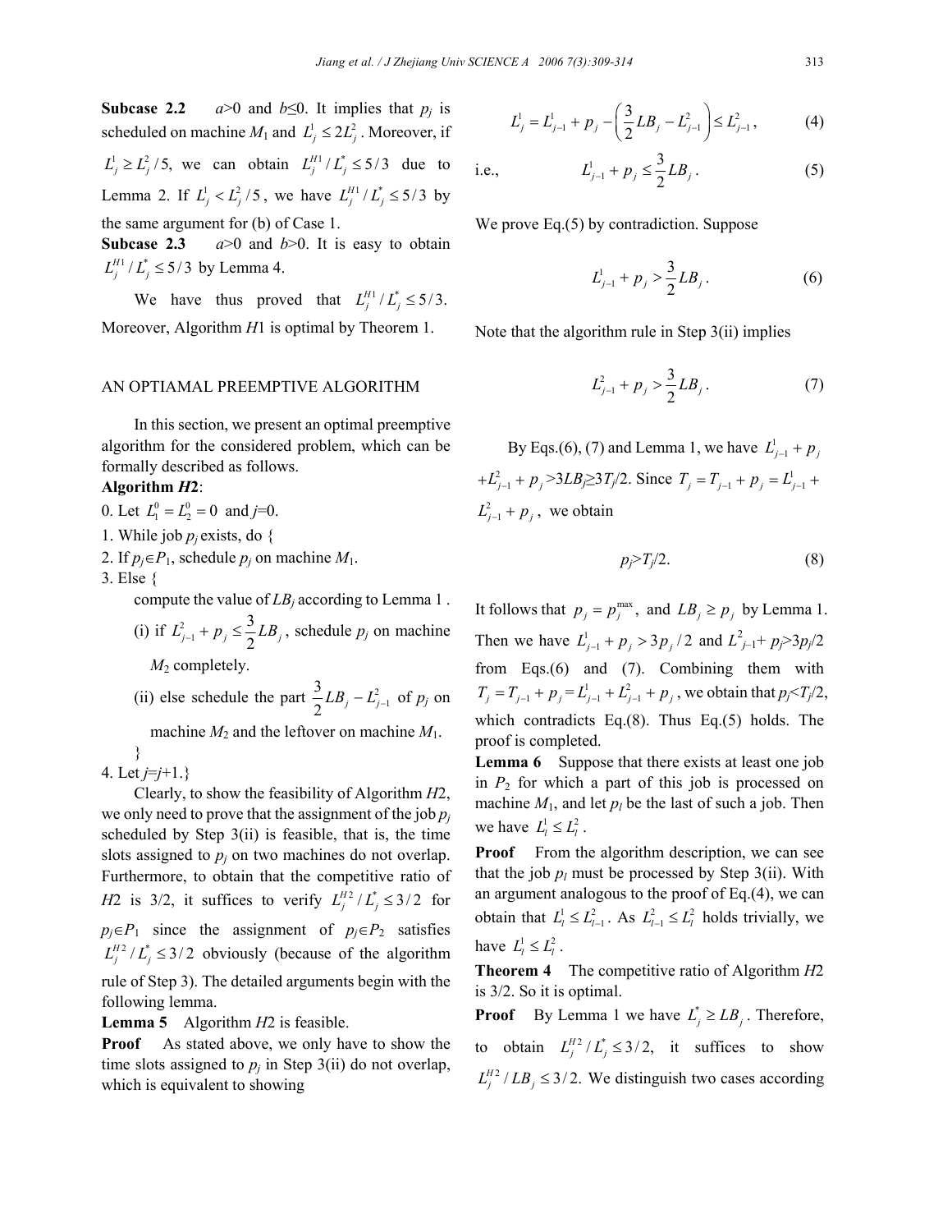**Subcase 2.2** $a>0$ and $b\leq 0$. It implies that $p_j$ is scheduled on machine $M_1$ and $L_j^1 \leq 2L_j^2$. Moreover, if $L_j^1 \geq L_j^2/5$, we can obtain $L_j^{H1}/L_j^* \leq 5/3$ due to Lemma 2. If $L_j^1 < L_j^2/5$, we have $L_j^{H1}/L_j^* \leq 5/3$ by the same argument for (b) of Case 1.

**Subcase 2.3** $a>0$ and $b>0$. It is easy to obtain $L_j^{H1}/L_j^* \leq 5/3$ by Lemma 4.

We have thus proved that $L_j^{H1}/L_j^* \leq 5/3$. Moreover, Algorithm $H1$ is optimal by Theorem 1.

## AN OPTIAMAL PREEMPTIVE ALGORITHM

In this section, we present an optimal preemptive algorithm for the considered problem, which can be formally described as follows.

**Algorithm *H*2**:

0. Let $L_1^0 = L_2^0 = 0$ and $j$=0.
1. While job $p_j$ exists, do {
2. If $p_j \in P_1$, schedule $p_j$ on machine $M_1$.
3. Else {
   compute the value of $LB_j$ according to Lemma 1 .
   (i) if $L_{j-1}^2 + p_j \leq \frac{3}{2}LB_j$, schedule $p_j$ on machine $M_2$ completely.
   (ii) else schedule the part $\frac{3}{2}LB_j - L_{j-1}^2$ of $p_j$ on machine $M_2$ and the leftover on machine $M_1$.
   }
4. Let $j$=$j$+1.}

Clearly, to show the feasibility of Algorithm $H2$, we only need to prove that the assignment of the job $p_j$ scheduled by Step 3(ii) is feasible, that is, the time slots assigned to $p_j$ on two machines do not overlap. Furthermore, to obtain that the competitive ratio of $H2$ is 3/2, it suffices to verify $L_j^{H2}/L_j^* \leq 3/2$ for $p_j \in P_1$ since the assignment of $p_j \in P_2$ satisfies $L_j^{H2}/L_j^* \leq 3/2$ obviously (because of the algorithm rule of Step 3). The detailed arguments begin with the following lemma.

**Lemma 5** Algorithm $H2$ is feasible.

**Proof** As stated above, we only have to show the time slots assigned to $p_j$ in Step 3(ii) do not overlap, which is equivalent to showing

$$L_j^1 = L_{j-1}^1 + p_j - \left(\frac{3}{2}LB_j - L_{j-1}^2\right) \leq L_{j-1}^2, \tag{4}$$

i.e.,

$$L_{j-1}^1 + p_j \leq \frac{3}{2}LB_j. \tag{5}$$

We prove Eq.(5) by contradiction. Suppose

$$L_{j-1}^1 + p_j > \frac{3}{2}LB_j. \tag{6}$$

Note that the algorithm rule in Step 3(ii) implies

$$L_{j-1}^2 + p_j > \frac{3}{2}LB_j. \tag{7}$$

By Eqs.(6), (7) and Lemma 1, we have $L_{j-1}^1 + p_j + L_{j-1}^2 + p_j > 3LB_j \geq 3T_j/2$. Since $T_j = T_{j-1} + p_j = L_{j-1}^1 + L_{j-1}^2 + p_j$, we obtain

$$p_j > T_j/2. \tag{8}$$

It follows that $p_j = p_j^{\max}$, and $LB_j \geq p_j$ by Lemma 1. Then we have $L_{j-1}^1 + p_j > 3p_j/2$ and $L_{j-1}^2 + p_j > 3p_j/2$ from Eqs.(6) and (7). Combining them with $T_j = T_{j-1} + p_j = L_{j-1}^1 + L_{j-1}^2 + p_j$, we obtain that $p_j < T_j/2$, which contradicts Eq.(8). Thus Eq.(5) holds. The proof is completed.

**Lemma 6** Suppose that there exists at least one job in $P_2$ for which a part of this job is processed on machine $M_1$, and let $p_l$ be the last of such a job. Then we have $L_l^1 \leq L_l^2$.

**Proof** From the algorithm description, we can see that the job $p_l$ must be processed by Step 3(ii). With an argument analogous to the proof of Eq.(4), we can obtain that $L_l^1 \leq L_{l-1}^2$. As $L_{l-1}^2 \leq L_l^2$ holds trivially, we have $L_l^1 \leq L_l^2$.

**Theorem 4** The competitive ratio of Algorithm $H2$ is 3/2. So it is optimal.

**Proof** By Lemma 1 we have $L_j^* \geq LB_j$. Therefore, to obtain $L_j^{H2}/L_j^* \leq 3/2$, it suffices to show $L_j^{H2}/LB_j \leq 3/2$. We distinguish two cases according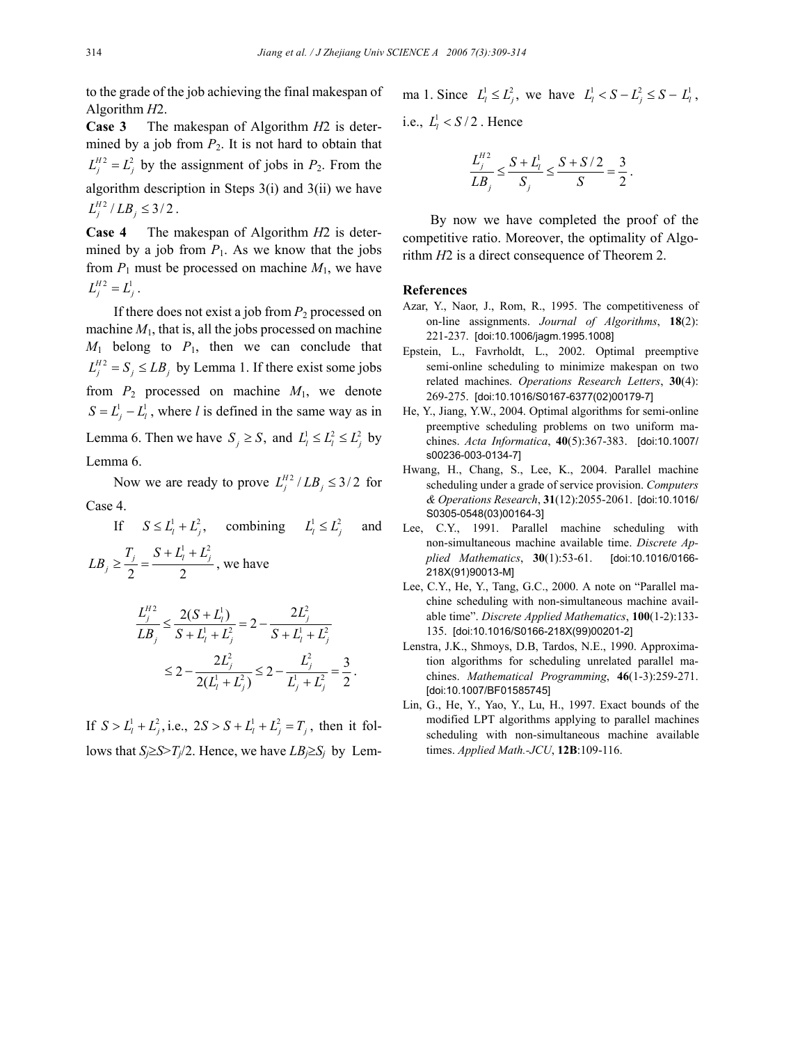to the grade of the job achieving the final makespan of Algorithm $H2$.

**Case 3** The makespan of Algorithm $H2$ is determined by a job from $P_2$. It is not hard to obtain that $L_j^{H2} = L_j^2$ by the assignment of jobs in $P_2$. From the algorithm description in Steps 3(i) and 3(ii) we have $L_j^{H2} / LB_j \leq 3/2$.

**Case 4** The makespan of Algorithm $H2$ is determined by a job from $P_1$. As we know that the jobs from $P_1$ must be processed on machine $M_1$, we have $L_j^{H2} = L_j^1$.

If there does not exist a job from $P_2$ processed on machine $M_1$, that is, all the jobs processed on machine $M_1$ belong to $P_1$, then we can conclude that $L_j^{H2} = S_j \leq LB_j$ by Lemma 1. If there exist some jobs from $P_2$ processed on machine $M_1$, we denote $S = L_j^1 - L_l^1$, where $l$ is defined in the same way as in Lemma 6. Then we have $S_j \geq S$, and $L_l^1 \leq L_l^2 \leq L_j^2$ by Lemma 6.

Now we are ready to prove $L_j^{H2} / LB_j \leq 3/2$ for Case 4.

If $S \leq L_l^1 + L_j^2$, combining $L_l^1 \leq L_j^2$ and $LB_j \geq \dfrac{T_j}{2} = \dfrac{S + L_l^1 + L_j^2}{2}$, we have

$$\frac{L_j^{H2}}{LB_j} \leq \frac{2(S + L_l^1)}{S + L_l^1 + L_j^2} = 2 - \frac{2L_j^2}{S + L_l^1 + L_j^2}$$

$$\leq 2 - \frac{2L_j^2}{2(L_l^1 + L_j^2)} \leq 2 - \frac{L_j^2}{L_j^1 + L_j^2} = \frac{3}{2}.$$

If $S > L_l^1 + L_j^2$, i.e., $2S > S + L_l^1 + L_j^2 = T_j$, then it follows that $S_j \geq S > T_j/2$. Hence, we have $LB_j \geq S_j$ by Lemma 1. Since $L_l^1 \leq L_j^2$, we have $L_l^1 < S - L_j^2 \leq S - L_l^1$, i.e., $L_l^1 < S/2$. Hence

$$\frac{L_j^{H2}}{LB_j} \leq \frac{S + L_l^1}{S_j} \leq \frac{S + S/2}{S} = \frac{3}{2}.$$

By now we have completed the proof of the competitive ratio. Moreover, the optimality of Algorithm $H2$ is a direct consequence of Theorem 2.

## References

Azar, Y., Naor, J., Rom, R., 1995. The competitiveness of on-line assignments. *Journal of Algorithms*, **18**(2): 221-237. [doi:10.1006/jagm.1995.1008]

Epstein, L., Favrholdt, L., 2002. Optimal preemptive semi-online scheduling to minimize makespan on two related machines. *Operations Research Letters*, **30**(4): 269-275. [doi:10.1016/S0167-6377(02)00179-7]

He, Y., Jiang, Y.W., 2004. Optimal algorithms for semi-online preemptive scheduling problems on two uniform machines. *Acta Informatica*, **40**(5):367-383. [doi:10.1007/s00236-003-0134-7]

Hwang, H., Chang, S., Lee, K., 2004. Parallel machine scheduling under a grade of service provision. *Computers & Operations Research*, **31**(12):2055-2061. [doi:10.1016/S0305-0548(03)00164-3]

Lee, C.Y., 1991. Parallel machine scheduling with non-simultaneous machine available time. *Discrete Applied Mathematics*, **30**(1):53-61. [doi:10.1016/0166-218X(91)90013-M]

Lee, C.Y., He, Y., Tang, G.C., 2000. A note on "Parallel machine scheduling with non-simultaneous machine available time". *Discrete Applied Mathematics*, **100**(1-2):133-135. [doi:10.1016/S0166-218X(99)00201-2]

Lenstra, J.K., Shmoys, D.B, Tardos, N.E., 1990. Approximation algorithms for scheduling unrelated parallel machines. *Mathematical Programming*, **46**(1-3):259-271. [doi:10.1007/BF01585745]

Lin, G., He, Y., Yao, Y., Lu, H., 1997. Exact bounds of the modified LPT algorithms applying to parallel machines scheduling with non-simultaneous machine available times. *Applied Math.-JCU*, **12B**:109-116.